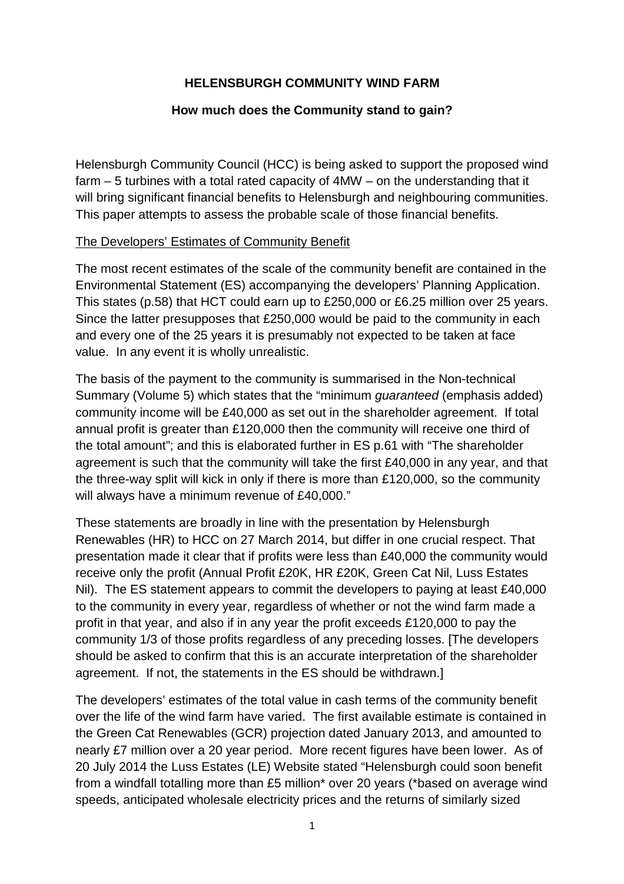# HELENSBURGH COMMUNITY WIND FARM

## How much does the Community stand to gain?

Helensburgh Community Council (HCC) is being asked to support the proposed wind farm – 5 turbines with a total rated capacity of 4MW – on the understanding that it will bring significant financial benefits to Helensburgh and neighbouring communities. This paper attempts to assess the probable scale of those financial benefits.

The Developers' Estimates of Community Benefit

The most recent estimates of the scale of the community benefit are contained in the Environmental Statement (ES) accompanying the developers' Planning Application. This states (p.58) that HCT could earn up to £250,000 or £6.25 million over 25 years. Since the latter presupposes that £250,000 would be paid to the community in each and every one of the 25 years it is presumably not expected to be taken at face value. In any event it is wholly unrealistic.

The basis of the payment to the community is summarised in the Non-technical Summary (Volume 5) which states that the "minimum *guaranteed* (emphasis added) community income will be £40,000 as set out in the shareholder agreement. If total annual profit is greater than £120,000 then the community will receive one third of the total amount"; and this is elaborated further in ES p.61 with "The shareholder agreement is such that the community will take the first £40,000 in any year, and that the three-way split will kick in only if there is more than £120,000, so the community will always have a minimum revenue of £40,000."

These statements are broadly in line with the presentation by Helensburgh Renewables (HR) to HCC on 27 March 2014, but differ in one crucial respect. That presentation made it clear that if profits were less than £40,000 the community would receive only the profit (Annual Profit £20K, HR £20K, Green Cat Nil, Luss Estates Nil). The ES statement appears to commit the developers to paying at least £40,000 to the community in every year, regardless of whether or not the wind farm made a profit in that year, and also if in any year the profit exceeds £120,000 to pay the community 1/3 of those profits regardless of any preceding losses. [The developers should be asked to confirm that this is an accurate interpretation of the shareholder agreement. If not, the statements in the ES should be withdrawn.]

The developers' estimates of the total value in cash terms of the community benefit over the life of the wind farm have varied. The first available estimate is contained in the Green Cat Renewables (GCR) projection dated January 2013, and amounted to nearly £7 million over a 20 year period. More recent figures have been lower. As of 20 July 2014 the Luss Estates (LE) Website stated "Helensburgh could soon benefit from a windfall totalling more than £5 million* over 20 years (*based on average wind speeds, anticipated wholesale electricity prices and the returns of similarly sized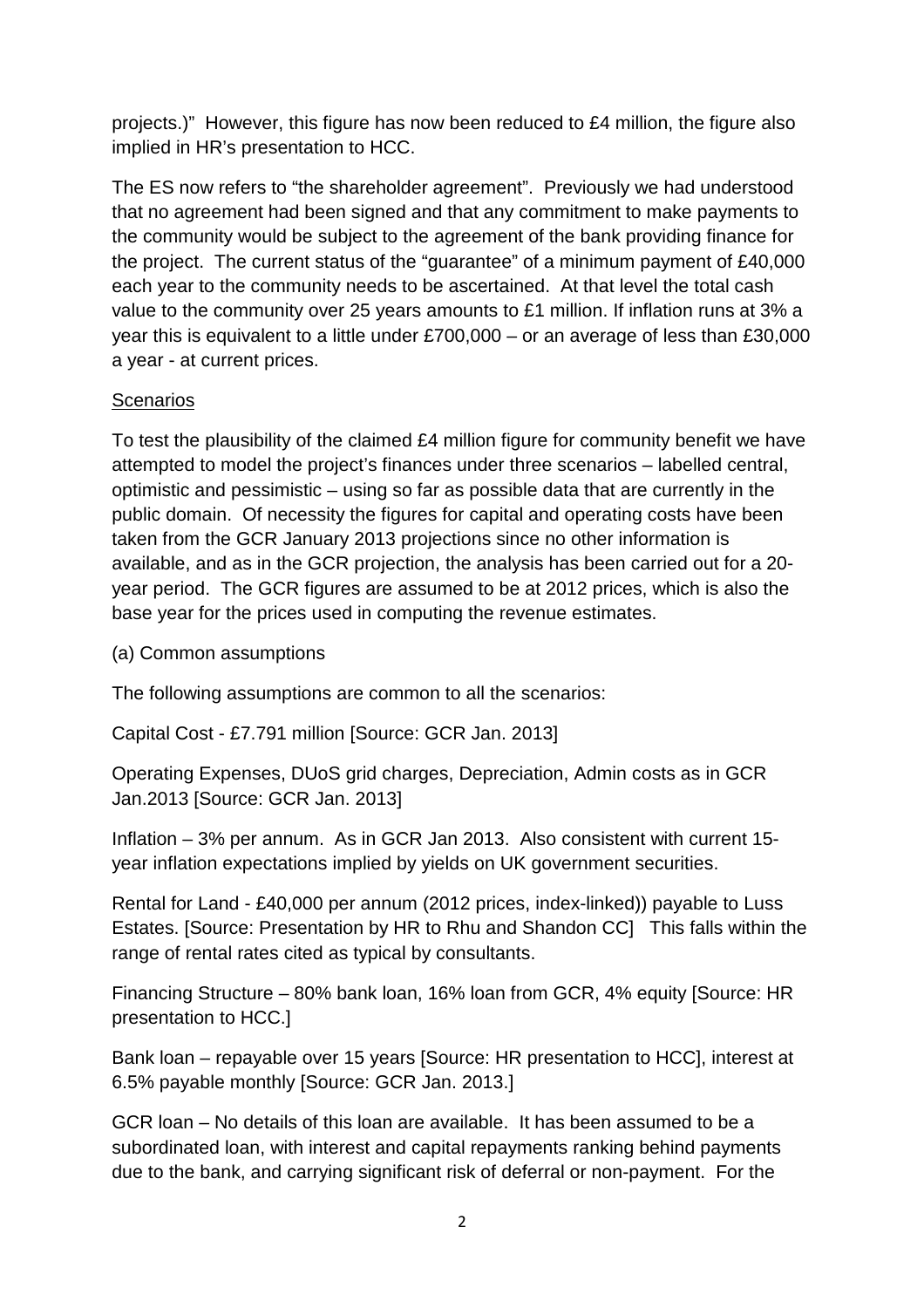projects.)" However, this figure has now been reduced to £4 million, the figure also implied in HR's presentation to HCC.

The ES now refers to "the shareholder agreement". Previously we had understood that no agreement had been signed and that any commitment to make payments to the community would be subject to the agreement of the bank providing finance for the project. The current status of the "guarantee" of a minimum payment of £40,000 each year to the community needs to be ascertained. At that level the total cash value to the community over 25 years amounts to £1 million. If inflation runs at 3% a year this is equivalent to a little under £700,000 – or an average of less than £30,000 a year - at current prices.

<u>Scenarios</u>

To test the plausibility of the claimed £4 million figure for community benefit we have attempted to model the project's finances under three scenarios – labelled central, optimistic and pessimistic – using so far as possible data that are currently in the public domain. Of necessity the figures for capital and operating costs have been taken from the GCR January 2013 projections since no other information is available, and as in the GCR projection, the analysis has been carried out for a 20-year period. The GCR figures are assumed to be at 2012 prices, which is also the base year for the prices used in computing the revenue estimates.

(a) Common assumptions

The following assumptions are common to all the scenarios:

Capital Cost - £7.791 million [Source: GCR Jan. 2013]

Operating Expenses, DUoS grid charges, Depreciation, Admin costs as in GCR Jan.2013 [Source: GCR Jan. 2013]

Inflation – 3% per annum. As in GCR Jan 2013. Also consistent with current 15-year inflation expectations implied by yields on UK government securities.

Rental for Land - £40,000 per annum (2012 prices, index-linked)) payable to Luss Estates. [Source: Presentation by HR to Rhu and Shandon CC] This falls within the range of rental rates cited as typical by consultants.

Financing Structure – 80% bank loan, 16% loan from GCR, 4% equity [Source: HR presentation to HCC.]

Bank loan – repayable over 15 years [Source: HR presentation to HCC], interest at 6.5% payable monthly [Source: GCR Jan. 2013.]

GCR loan – No details of this loan are available. It has been assumed to be a subordinated loan, with interest and capital repayments ranking behind payments due to the bank, and carrying significant risk of deferral or non-payment. For the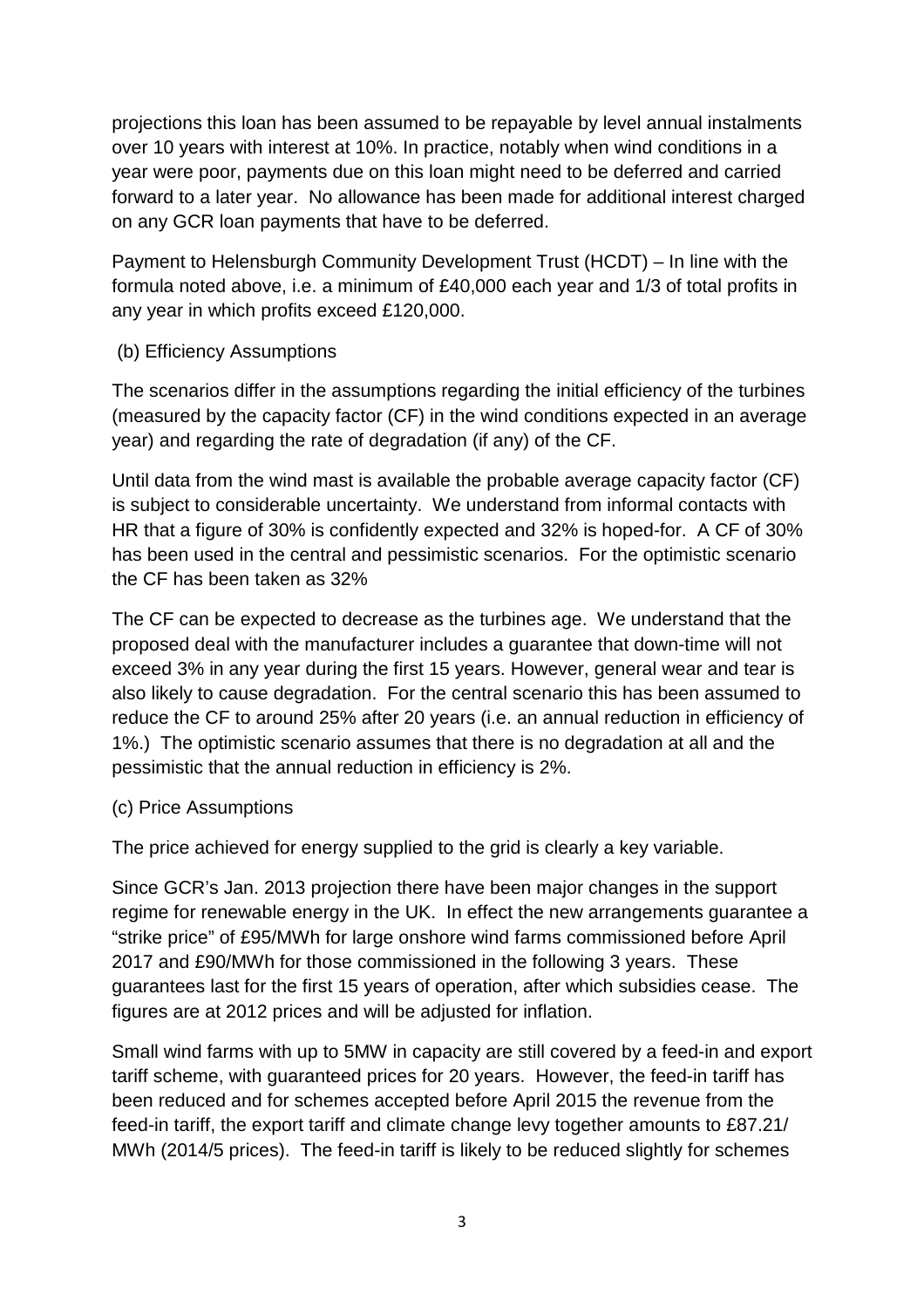projections this loan has been assumed to be repayable by level annual instalments over 10 years with interest at 10%. In practice, notably when wind conditions in a year were poor, payments due on this loan might need to be deferred and carried forward to a later year. No allowance has been made for additional interest charged on any GCR loan payments that have to be deferred.

Payment to Helensburgh Community Development Trust (HCDT) – In line with the formula noted above, i.e. a minimum of £40,000 each year and 1/3 of total profits in any year in which profits exceed £120,000.

(b) Efficiency Assumptions

The scenarios differ in the assumptions regarding the initial efficiency of the turbines (measured by the capacity factor (CF) in the wind conditions expected in an average year) and regarding the rate of degradation (if any) of the CF.

Until data from the wind mast is available the probable average capacity factor (CF) is subject to considerable uncertainty. We understand from informal contacts with HR that a figure of 30% is confidently expected and 32% is hoped-for. A CF of 30% has been used in the central and pessimistic scenarios. For the optimistic scenario the CF has been taken as 32%

The CF can be expected to decrease as the turbines age. We understand that the proposed deal with the manufacturer includes a guarantee that down-time will not exceed 3% in any year during the first 15 years. However, general wear and tear is also likely to cause degradation. For the central scenario this has been assumed to reduce the CF to around 25% after 20 years (i.e. an annual reduction in efficiency of 1%.) The optimistic scenario assumes that there is no degradation at all and the pessimistic that the annual reduction in efficiency is 2%.

(c) Price Assumptions

The price achieved for energy supplied to the grid is clearly a key variable.

Since GCR's Jan. 2013 projection there have been major changes in the support regime for renewable energy in the UK. In effect the new arrangements guarantee a "strike price" of £95/MWh for large onshore wind farms commissioned before April 2017 and £90/MWh for those commissioned in the following 3 years. These guarantees last for the first 15 years of operation, after which subsidies cease. The figures are at 2012 prices and will be adjusted for inflation.

Small wind farms with up to 5MW in capacity are still covered by a feed-in and export tariff scheme, with guaranteed prices for 20 years. However, the feed-in tariff has been reduced and for schemes accepted before April 2015 the revenue from the feed-in tariff, the export tariff and climate change levy together amounts to £87.21/ MWh (2014/5 prices). The feed-in tariff is likely to be reduced slightly for schemes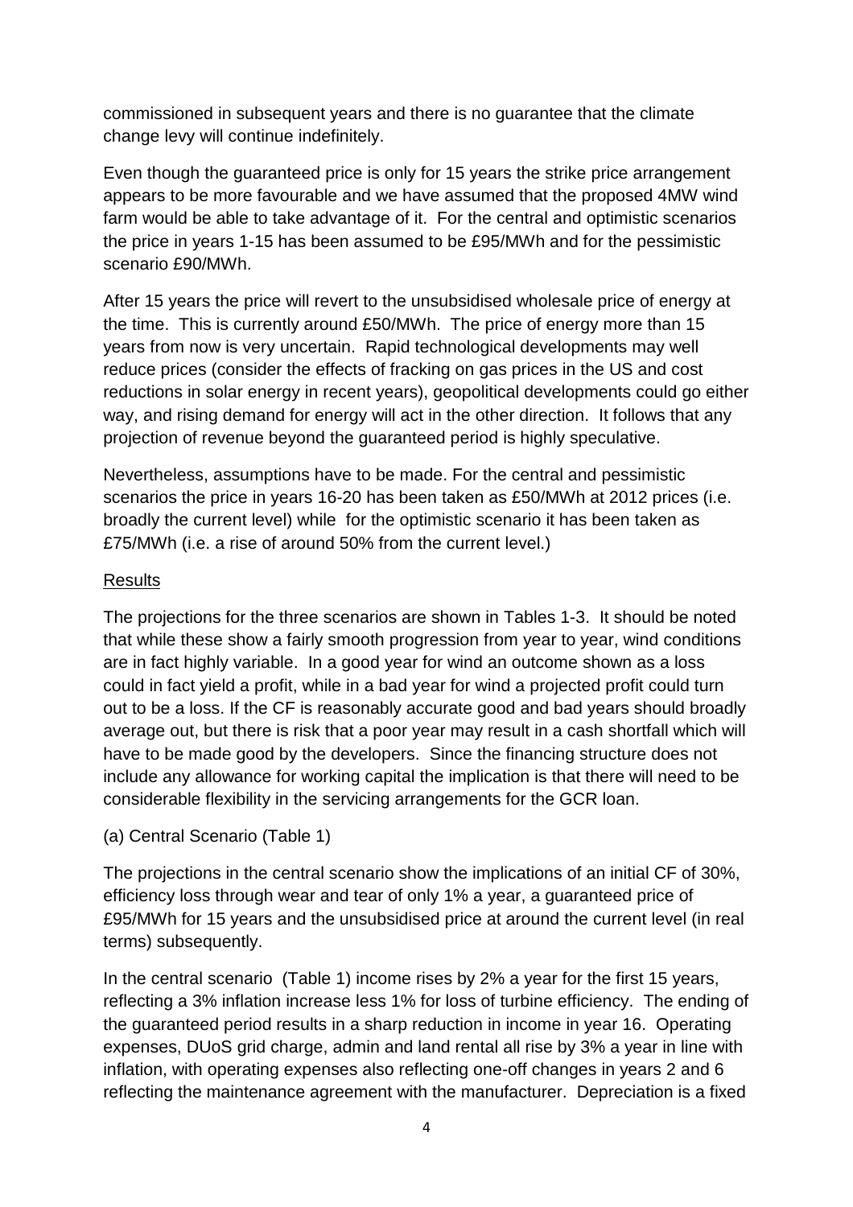commissioned in subsequent years and there is no guarantee that the climate change levy will continue indefinitely.

Even though the guaranteed price is only for 15 years the strike price arrangement appears to be more favourable and we have assumed that the proposed 4MW wind farm would be able to take advantage of it. For the central and optimistic scenarios the price in years 1-15 has been assumed to be £95/MWh and for the pessimistic scenario £90/MWh.

After 15 years the price will revert to the unsubsidised wholesale price of energy at the time. This is currently around £50/MWh. The price of energy more than 15 years from now is very uncertain. Rapid technological developments may well reduce prices (consider the effects of fracking on gas prices in the US and cost reductions in solar energy in recent years), geopolitical developments could go either way, and rising demand for energy will act in the other direction. It follows that any projection of revenue beyond the guaranteed period is highly speculative.

Nevertheless, assumptions have to be made. For the central and pessimistic scenarios the price in years 16-20 has been taken as £50/MWh at 2012 prices (i.e. broadly the current level) while for the optimistic scenario it has been taken as £75/MWh (i.e. a rise of around 50% from the current level.)

## Results

The projections for the three scenarios are shown in Tables 1-3. It should be noted that while these show a fairly smooth progression from year to year, wind conditions are in fact highly variable. In a good year for wind an outcome shown as a loss could in fact yield a profit, while in a bad year for wind a projected profit could turn out to be a loss. If the CF is reasonably accurate good and bad years should broadly average out, but there is risk that a poor year may result in a cash shortfall which will have to be made good by the developers. Since the financing structure does not include any allowance for working capital the implication is that there will need to be considerable flexibility in the servicing arrangements for the GCR loan.

(a) Central Scenario (Table 1)

The projections in the central scenario show the implications of an initial CF of 30%, efficiency loss through wear and tear of only 1% a year, a guaranteed price of £95/MWh for 15 years and the unsubsidised price at around the current level (in real terms) subsequently.

In the central scenario (Table 1) income rises by 2% a year for the first 15 years, reflecting a 3% inflation increase less 1% for loss of turbine efficiency. The ending of the guaranteed period results in a sharp reduction in income in year 16. Operating expenses, DUoS grid charge, admin and land rental all rise by 3% a year in line with inflation, with operating expenses also reflecting one-off changes in years 2 and 6 reflecting the maintenance agreement with the manufacturer. Depreciation is a fixed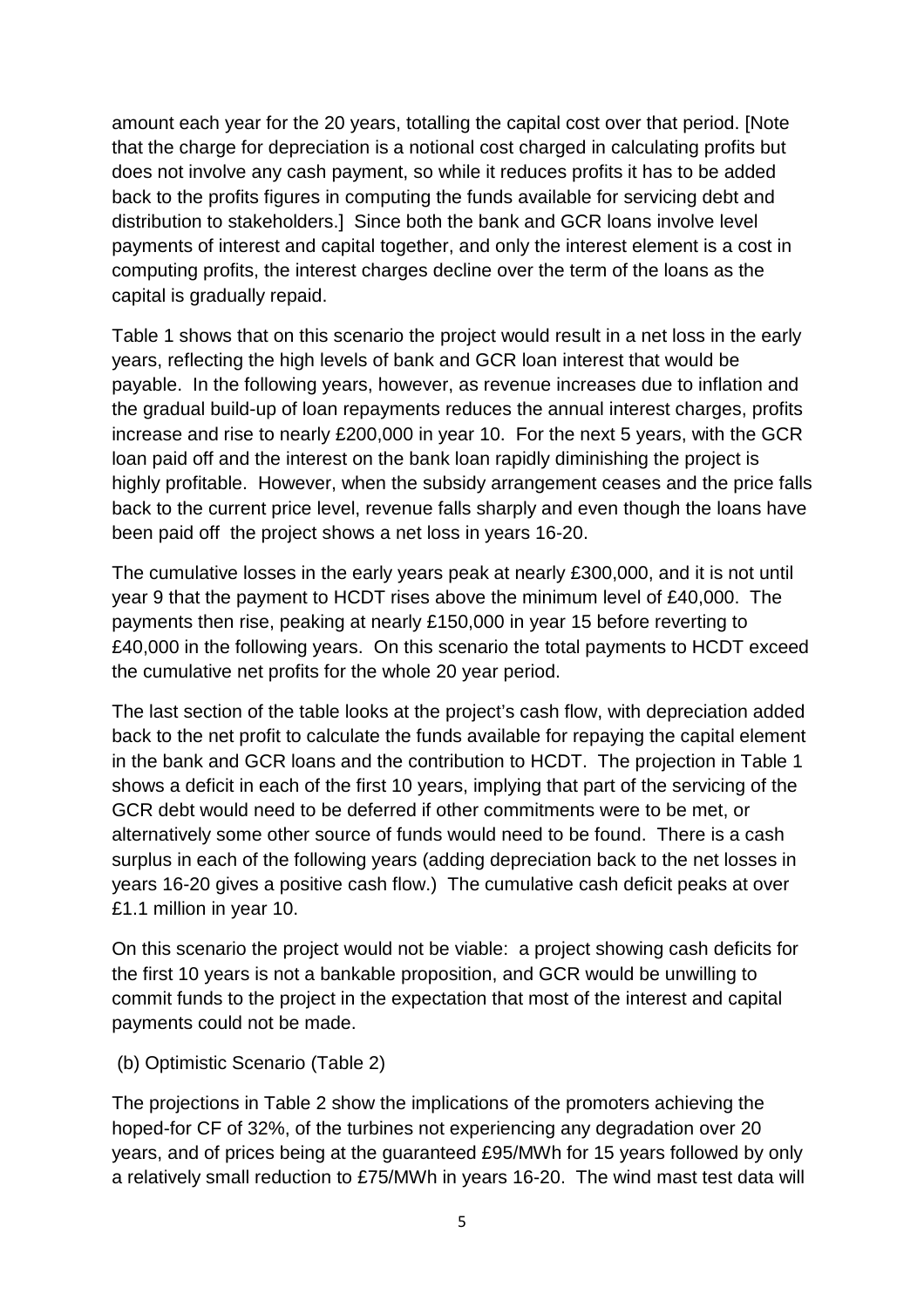amount each year for the 20 years, totalling the capital cost over that period. [Note that the charge for depreciation is a notional cost charged in calculating profits but does not involve any cash payment, so while it reduces profits it has to be added back to the profits figures in computing the funds available for servicing debt and distribution to stakeholders.] Since both the bank and GCR loans involve level payments of interest and capital together, and only the interest element is a cost in computing profits, the interest charges decline over the term of the loans as the capital is gradually repaid.

Table 1 shows that on this scenario the project would result in a net loss in the early years, reflecting the high levels of bank and GCR loan interest that would be payable. In the following years, however, as revenue increases due to inflation and the gradual build-up of loan repayments reduces the annual interest charges, profits increase and rise to nearly £200,000 in year 10. For the next 5 years, with the GCR loan paid off and the interest on the bank loan rapidly diminishing the project is highly profitable. However, when the subsidy arrangement ceases and the price falls back to the current price level, revenue falls sharply and even though the loans have been paid off the project shows a net loss in years 16-20.

The cumulative losses in the early years peak at nearly £300,000, and it is not until year 9 that the payment to HCDT rises above the minimum level of £40,000. The payments then rise, peaking at nearly £150,000 in year 15 before reverting to £40,000 in the following years. On this scenario the total payments to HCDT exceed the cumulative net profits for the whole 20 year period.

The last section of the table looks at the project's cash flow, with depreciation added back to the net profit to calculate the funds available for repaying the capital element in the bank and GCR loans and the contribution to HCDT. The projection in Table 1 shows a deficit in each of the first 10 years, implying that part of the servicing of the GCR debt would need to be deferred if other commitments were to be met, or alternatively some other source of funds would need to be found. There is a cash surplus in each of the following years (adding depreciation back to the net losses in years 16-20 gives a positive cash flow.) The cumulative cash deficit peaks at over £1.1 million in year 10.

On this scenario the project would not be viable: a project showing cash deficits for the first 10 years is not a bankable proposition, and GCR would be unwilling to commit funds to the project in the expectation that most of the interest and capital payments could not be made.

(b) Optimistic Scenario (Table 2)

The projections in Table 2 show the implications of the promoters achieving the hoped-for CF of 32%, of the turbines not experiencing any degradation over 20 years, and of prices being at the guaranteed £95/MWh for 15 years followed by only a relatively small reduction to £75/MWh in years 16-20. The wind mast test data will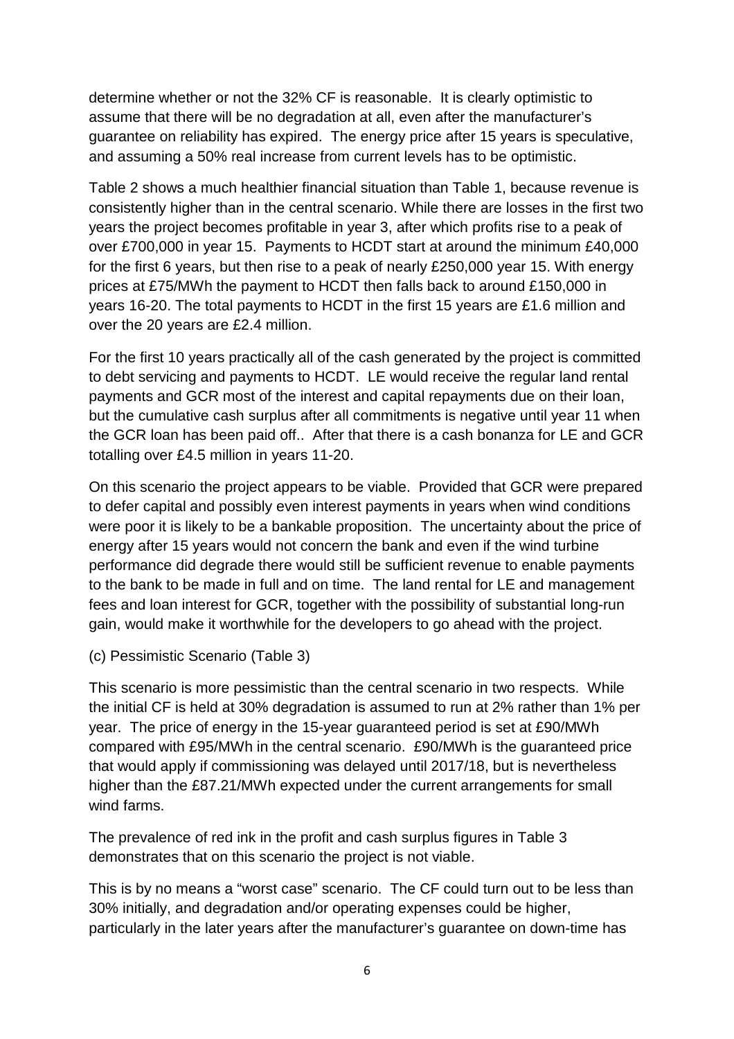determine whether or not the 32% CF is reasonable. It is clearly optimistic to assume that there will be no degradation at all, even after the manufacturer's guarantee on reliability has expired. The energy price after 15 years is speculative, and assuming a 50% real increase from current levels has to be optimistic.

Table 2 shows a much healthier financial situation than Table 1, because revenue is consistently higher than in the central scenario. While there are losses in the first two years the project becomes profitable in year 3, after which profits rise to a peak of over £700,000 in year 15. Payments to HCDT start at around the minimum £40,000 for the first 6 years, but then rise to a peak of nearly £250,000 year 15. With energy prices at £75/MWh the payment to HCDT then falls back to around £150,000 in years 16-20. The total payments to HCDT in the first 15 years are £1.6 million and over the 20 years are £2.4 million.

For the first 10 years practically all of the cash generated by the project is committed to debt servicing and payments to HCDT. LE would receive the regular land rental payments and GCR most of the interest and capital repayments due on their loan, but the cumulative cash surplus after all commitments is negative until year 11 when the GCR loan has been paid off.. After that there is a cash bonanza for LE and GCR totalling over £4.5 million in years 11-20.

On this scenario the project appears to be viable. Provided that GCR were prepared to defer capital and possibly even interest payments in years when wind conditions were poor it is likely to be a bankable proposition. The uncertainty about the price of energy after 15 years would not concern the bank and even if the wind turbine performance did degrade there would still be sufficient revenue to enable payments to the bank to be made in full and on time. The land rental for LE and management fees and loan interest for GCR, together with the possibility of substantial long-run gain, would make it worthwhile for the developers to go ahead with the project.

(c) Pessimistic Scenario (Table 3)

This scenario is more pessimistic than the central scenario in two respects. While the initial CF is held at 30% degradation is assumed to run at 2% rather than 1% per year. The price of energy in the 15-year guaranteed period is set at £90/MWh compared with £95/MWh in the central scenario. £90/MWh is the guaranteed price that would apply if commissioning was delayed until 2017/18, but is nevertheless higher than the £87.21/MWh expected under the current arrangements for small wind farms.

The prevalence of red ink in the profit and cash surplus figures in Table 3 demonstrates that on this scenario the project is not viable.

This is by no means a "worst case" scenario. The CF could turn out to be less than 30% initially, and degradation and/or operating expenses could be higher, particularly in the later years after the manufacturer's guarantee on down-time has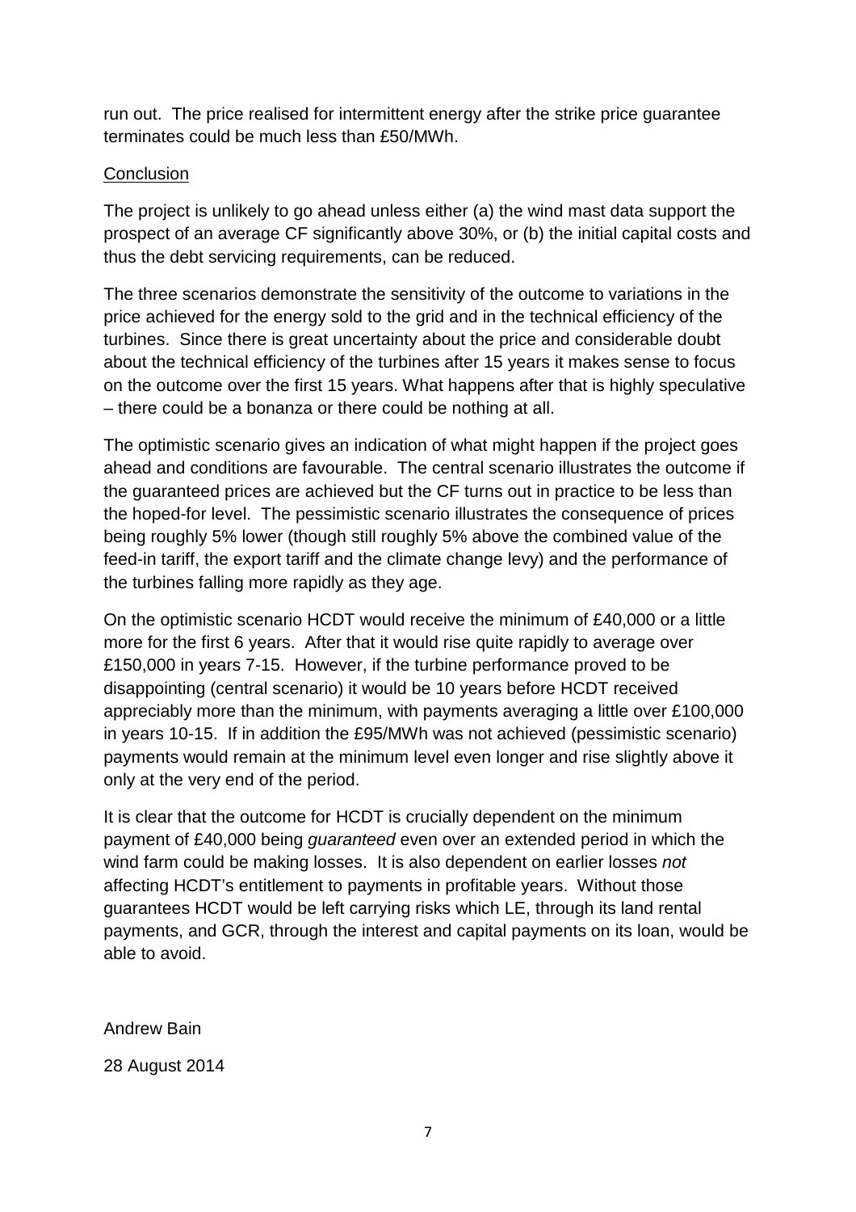run out. The price realised for intermittent energy after the strike price guarantee terminates could be much less than £50/MWh.

## Conclusion

The project is unlikely to go ahead unless either (a) the wind mast data support the prospect of an average CF significantly above 30%, or (b) the initial capital costs and thus the debt servicing requirements, can be reduced.

The three scenarios demonstrate the sensitivity of the outcome to variations in the price achieved for the energy sold to the grid and in the technical efficiency of the turbines. Since there is great uncertainty about the price and considerable doubt about the technical efficiency of the turbines after 15 years it makes sense to focus on the outcome over the first 15 years. What happens after that is highly speculative – there could be a bonanza or there could be nothing at all.

The optimistic scenario gives an indication of what might happen if the project goes ahead and conditions are favourable. The central scenario illustrates the outcome if the guaranteed prices are achieved but the CF turns out in practice to be less than the hoped-for level. The pessimistic scenario illustrates the consequence of prices being roughly 5% lower (though still roughly 5% above the combined value of the feed-in tariff, the export tariff and the climate change levy) and the performance of the turbines falling more rapidly as they age.

On the optimistic scenario HCDT would receive the minimum of £40,000 or a little more for the first 6 years. After that it would rise quite rapidly to average over £150,000 in years 7-15. However, if the turbine performance proved to be disappointing (central scenario) it would be 10 years before HCDT received appreciably more than the minimum, with payments averaging a little over £100,000 in years 10-15. If in addition the £95/MWh was not achieved (pessimistic scenario) payments would remain at the minimum level even longer and rise slightly above it only at the very end of the period.

It is clear that the outcome for HCDT is crucially dependent on the minimum payment of £40,000 being *guaranteed* even over an extended period in which the wind farm could be making losses. It is also dependent on earlier losses *not* affecting HCDT's entitlement to payments in profitable years. Without those guarantees HCDT would be left carrying risks which LE, through its land rental payments, and GCR, through the interest and capital payments on its loan, would be able to avoid.

Andrew Bain

28 August 2014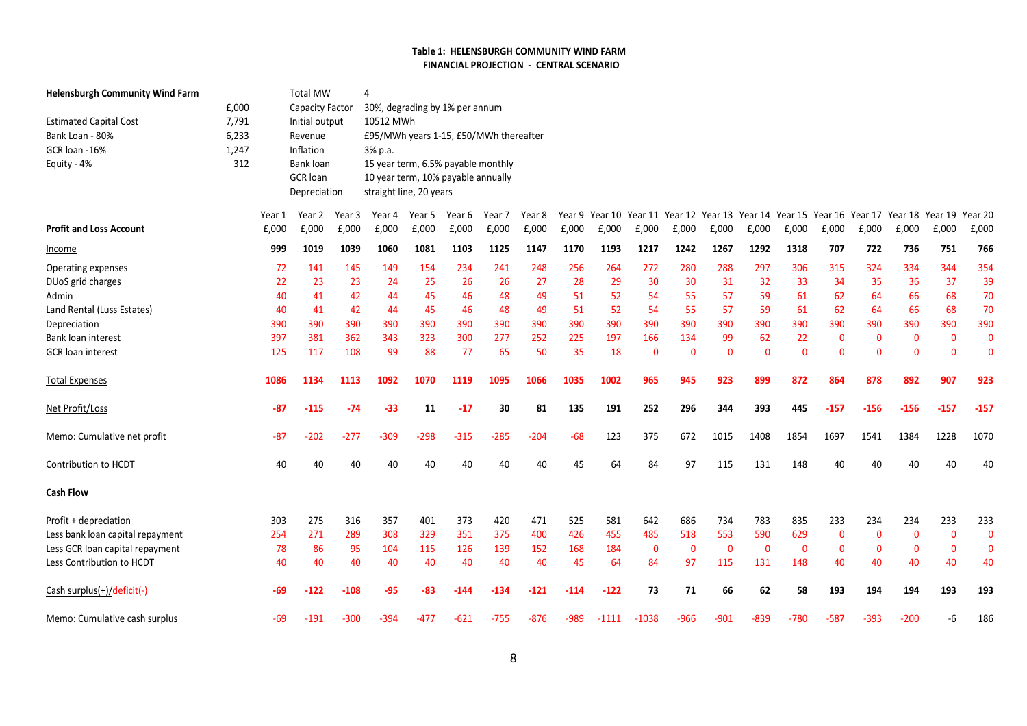**Table 1: HELENSBURGH COMMUNITY WIND FARM**
**FINANCIAL PROJECTION - CENTRAL SCENARIO**

| **Helensburgh Community Wind Farm** | £,000 |
|---|---|
| Estimated Capital Cost | 7,791 |
| Bank Loan - 80% | 6,233 |
| GCR loan -16% | 1,247 |
| Equity - 4% | 312 |

| | |
|---|---|
| Total MW | 4 |
| Capacity Factor | 30%, degrading by 1% per annum |
| Initial output | 10512 MWh |
| Revenue | £95/MWh years 1-15, £50/MWh thereafter |
| Inflation | 3% p.a. |
| Bank loan | 15 year term, 6.5% payable monthly |
| GCR loan | 10 year term, 10% payable annually |
| Depreciation | straight line, 20 years |

| **Profit and Loss Account** | Year 1 £,000 | Year 2 £,000 | Year 3 £,000 | Year 4 £,000 | Year 5 £,000 | Year 6 £,000 | Year 7 £,000 | Year 8 £,000 | Year 9 £,000 | Year 10 £,000 | Year 11 £,000 | Year 12 £,000 | Year 13 £,000 | Year 14 £,000 | Year 15 £,000 | Year 16 £,000 | Year 17 £,000 | Year 18 £,000 | Year 19 £,000 | Year 20 £,000 |
|---|---|---|---|---|---|---|---|---|---|---|---|---|---|---|---|---|---|---|---|---|
| Income | **999** | **1019** | **1039** | **1060** | **1081** | **1103** | **1125** | **1147** | **1170** | **1193** | **1217** | **1242** | **1267** | **1292** | **1318** | **707** | **722** | **736** | **751** | **766** |
| Operating expenses | 72 | 141 | 145 | 149 | 154 | 234 | 241 | 248 | 256 | 264 | 272 | 280 | 288 | 297 | 306 | 315 | 324 | 334 | 344 | 354 |
| DUoS grid charges | 22 | 23 | 23 | 24 | 25 | 26 | 26 | 27 | 28 | 29 | 30 | 30 | 31 | 32 | 33 | 34 | 35 | 36 | 37 | 39 |
| Admin | 40 | 41 | 42 | 44 | 45 | 46 | 48 | 49 | 51 | 52 | 54 | 55 | 57 | 59 | 61 | 62 | 64 | 66 | 68 | 70 |
| Land Rental (Luss Estates) | 40 | 41 | 42 | 44 | 45 | 46 | 48 | 49 | 51 | 52 | 54 | 55 | 57 | 59 | 61 | 62 | 64 | 66 | 68 | 70 |
| Depreciation | 390 | 390 | 390 | 390 | 390 | 390 | 390 | 390 | 390 | 390 | 390 | 390 | 390 | 390 | 390 | 390 | 390 | 390 | 390 | 390 |
| Bank loan interest | 397 | 381 | 362 | 343 | 323 | 300 | 277 | 252 | 225 | 197 | 166 | 134 | 99 | 62 | 22 | 0 | 0 | 0 | 0 | 0 |
| GCR loan interest | 125 | 117 | 108 | 99 | 88 | 77 | 65 | 50 | 35 | 18 | 0 | 0 | 0 | 0 | 0 | 0 | 0 | 0 | 0 | 0 |
| Total Expenses | **1086** | **1134** | **1113** | **1092** | **1070** | **1119** | **1095** | **1066** | **1035** | **1002** | **965** | **945** | **923** | **899** | **872** | **864** | **878** | **892** | **907** | **923** |
| Net Profit/Loss | **-87** | **-115** | **-74** | **-33** | **11** | **-17** | **30** | **81** | **135** | **191** | **252** | **296** | **344** | **393** | **445** | **-157** | **-156** | **-156** | **-157** | **-157** |
| Memo: Cumulative net profit | -87 | -202 | -277 | -309 | -298 | -315 | -285 | -204 | -68 | 123 | 375 | 672 | 1015 | 1408 | 1854 | 1697 | 1541 | 1384 | 1228 | 1070 |
| Contribution to HCDT | 40 | 40 | 40 | 40 | 40 | 40 | 40 | 40 | 45 | 64 | 84 | 97 | 115 | 131 | 148 | 40 | 40 | 40 | 40 | 40 |
| **Cash Flow** | | | | | | | | | | | | | | | | | | | | |
| Profit + depreciation | 303 | 275 | 316 | 357 | 401 | 373 | 420 | 471 | 525 | 581 | 642 | 686 | 734 | 783 | 835 | 233 | 234 | 234 | 233 | 233 |
| Less bank loan capital repayment | 254 | 271 | 289 | 308 | 329 | 351 | 375 | 400 | 426 | 455 | 485 | 518 | 553 | 590 | 629 | 0 | 0 | 0 | 0 | 0 |
| Less GCR loan capital repayment | 78 | 86 | 95 | 104 | 115 | 126 | 139 | 152 | 168 | 184 | 0 | 0 | 0 | 0 | 0 | 0 | 0 | 0 | 0 | 0 |
| Less Contribution to HCDT | 40 | 40 | 40 | 40 | 40 | 40 | 40 | 40 | 45 | 64 | 84 | 97 | 115 | 131 | 148 | 40 | 40 | 40 | 40 | 40 |
| Cash surplus(+)/deficit(-) | **-69** | **-122** | **-108** | **-95** | **-83** | **-144** | **-134** | **-121** | **-114** | **-122** | **73** | **71** | **66** | **62** | **58** | **193** | **194** | **194** | **193** | **193** |
| Memo: Cumulative cash surplus | -69 | -191 | -300 | -394 | -477 | -621 | -755 | -876 | -989 | -1111 | -1038 | -966 | -901 | -839 | -780 | -587 | -393 | -200 | -6 | 186 |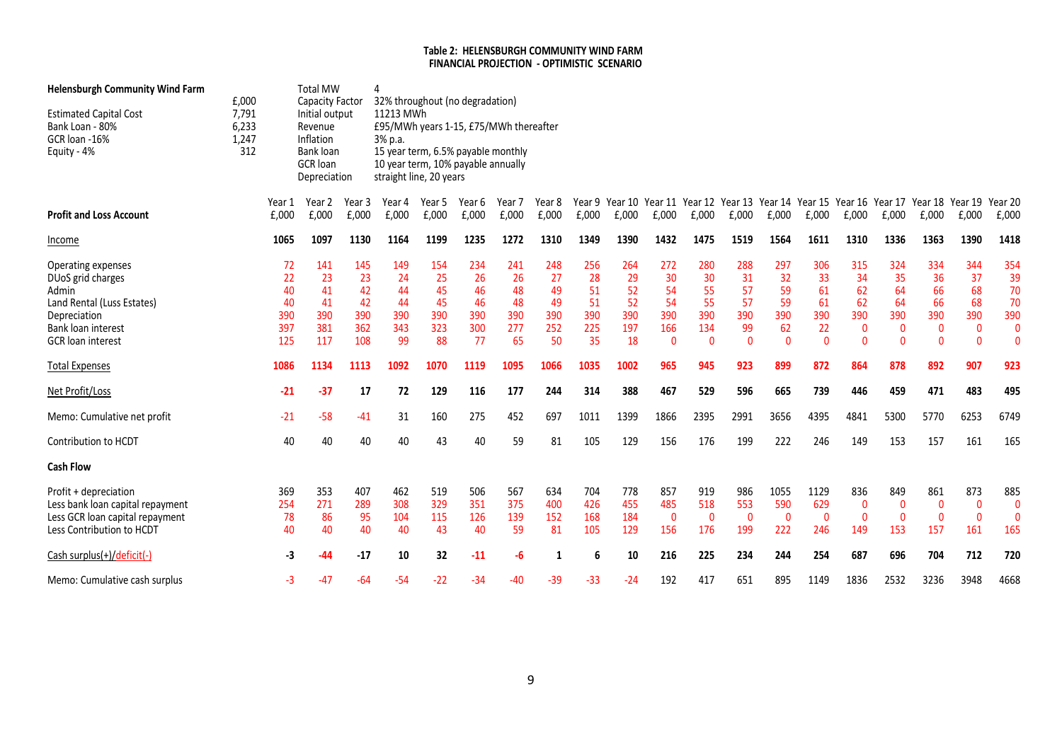**Table 2: HELENSBURGH COMMUNITY WIND FARM**
**FINANCIAL PROJECTION - OPTIMISTIC SCENARIO**

| **Helensburgh Community Wind Farm** | £,000 |
|---|---|
| Estimated Capital Cost | 7,791 |
| Bank Loan - 80% | 6,233 |
| GCR loan -16% | 1,247 |
| Equity - 4% | 312 |

| | |
|---|---|
| Total MW | 4 |
| Capacity Factor | 32% throughout (no degradation) |
| Initial output | 11213 MWh |
| Revenue | £95/MWh years 1-15, £75/MWh thereafter |
| Inflation | 3% p.a. |
| Bank loan | 15 year term, 6.5% payable monthly |
| GCR loan | 10 year term, 10% payable annually |
| Depreciation | straight line, 20 years |

| **Profit and Loss Account** | Year 1 £,000 | Year 2 £,000 | Year 3 £,000 | Year 4 £,000 | Year 5 £,000 | Year 6 £,000 | Year 7 £,000 | Year 8 £,000 | Year 9 £,000 | Year 10 £,000 | Year 11 £,000 | Year 12 £,000 | Year 13 £,000 | Year 14 £,000 | Year 15 £,000 | Year 16 £,000 | Year 17 £,000 | Year 18 £,000 | Year 19 £,000 | Year 20 £,000 |
|---|---|---|---|---|---|---|---|---|---|---|---|---|---|---|---|---|---|---|---|---|
| Income | **1065** | **1097** | **1130** | **1164** | **1199** | **1235** | **1272** | **1310** | **1349** | **1390** | **1432** | **1475** | **1519** | **1564** | **1611** | **1310** | **1336** | **1363** | **1390** | **1418** |
| Operating expenses | 72 | 141 | 145 | 149 | 154 | 234 | 241 | 248 | 256 | 264 | 272 | 280 | 288 | 297 | 306 | 315 | 324 | 334 | 344 | 354 |
| DUoS grid charges | 22 | 23 | 23 | 24 | 25 | 26 | 26 | 27 | 28 | 29 | 30 | 30 | 31 | 32 | 33 | 34 | 35 | 36 | 37 | 39 |
| Admin | 40 | 41 | 42 | 44 | 45 | 46 | 48 | 49 | 51 | 52 | 54 | 55 | 57 | 59 | 61 | 62 | 64 | 66 | 68 | 70 |
| Land Rental (Luss Estates) | 40 | 41 | 42 | 44 | 45 | 46 | 48 | 49 | 51 | 52 | 54 | 55 | 57 | 59 | 61 | 62 | 64 | 66 | 68 | 70 |
| Depreciation | 390 | 390 | 390 | 390 | 390 | 390 | 390 | 390 | 390 | 390 | 390 | 390 | 390 | 390 | 390 | 390 | 390 | 390 | 390 | 390 |
| Bank loan interest | 397 | 381 | 362 | 343 | 323 | 300 | 277 | 252 | 225 | 197 | 166 | 134 | 99 | 62 | 22 | 0 | 0 | 0 | 0 | 0 |
| GCR loan interest | 125 | 117 | 108 | 99 | 88 | 77 | 65 | 50 | 35 | 18 | 0 | 0 | 0 | 0 | 0 | 0 | 0 | 0 | 0 | 0 |
| Total Expenses | **1086** | **1134** | **1113** | **1092** | **1070** | **1119** | **1095** | **1066** | **1035** | **1002** | **965** | **945** | **923** | **899** | **872** | **864** | **878** | **892** | **907** | **923** |
| Net Profit/Loss | **-21** | **-37** | **17** | **72** | **129** | **116** | **177** | **244** | **314** | **388** | **467** | **529** | **596** | **665** | **739** | **446** | **459** | **471** | **483** | **495** |
| Memo: Cumulative net profit | -21 | -58 | -41 | 31 | 160 | 275 | 452 | 697 | 1011 | 1399 | 1866 | 2395 | 2991 | 3656 | 4395 | 4841 | 5300 | 5770 | 6253 | 6749 |
| Contribution to HCDT | 40 | 40 | 40 | 40 | 43 | 40 | 59 | 81 | 105 | 129 | 156 | 176 | 199 | 222 | 246 | 149 | 153 | 157 | 161 | 165 |
| **Cash Flow** | | | | | | | | | | | | | | | | | | | | |
| Profit + depreciation | 369 | 353 | 407 | 462 | 519 | 506 | 567 | 634 | 704 | 778 | 857 | 919 | 986 | 1055 | 1129 | 836 | 849 | 861 | 873 | 885 |
| Less bank loan capital repayment | 254 | 271 | 289 | 308 | 329 | 351 | 375 | 400 | 426 | 455 | 485 | 518 | 553 | 590 | 629 | 0 | 0 | 0 | 0 | 0 |
| Less GCR loan capital repayment | 78 | 86 | 95 | 104 | 115 | 126 | 139 | 152 | 168 | 184 | 0 | 0 | 0 | 0 | 0 | 0 | 0 | 0 | 0 | 0 |
| Less Contribution to HCDT | 40 | 40 | 40 | 40 | 43 | 40 | 59 | 81 | 105 | 129 | 156 | 176 | 199 | 222 | 246 | 149 | 153 | 157 | 161 | 165 |
| Cash surplus(+)/deficit(-) | **-3** | **-44** | **-17** | **10** | **32** | **-11** | **-6** | **1** | **6** | **10** | **216** | **225** | **234** | **244** | **254** | **687** | **696** | **704** | **712** | **720** |
| Memo: Cumulative cash surplus | -3 | -47 | -64 | -54 | -22 | -34 | -40 | -39 | -33 | -24 | 192 | 417 | 651 | 895 | 1149 | 1836 | 2532 | 3236 | 3948 | 4668 |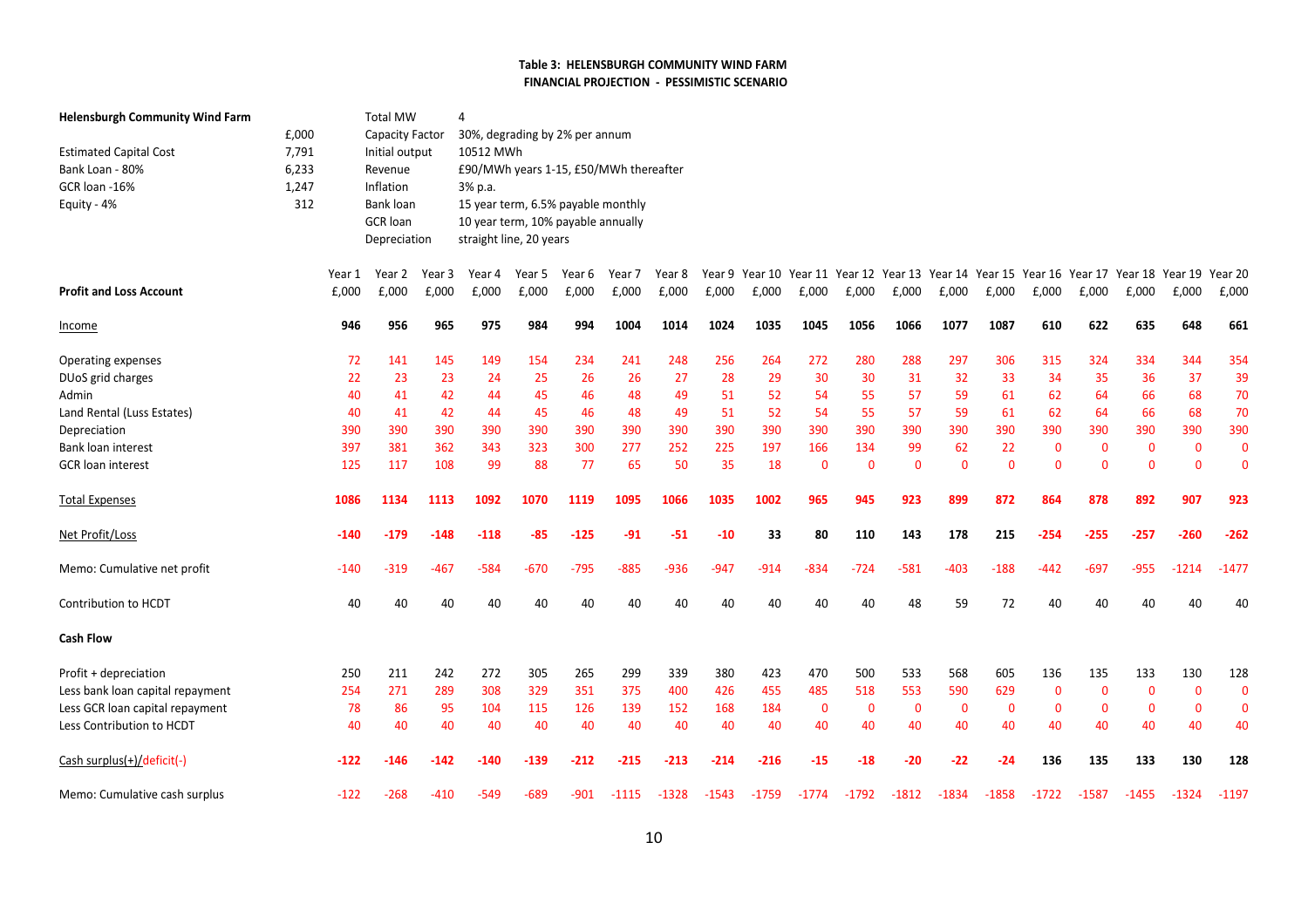**Table 3: HELENSBURGH COMMUNITY WIND FARM**
**FINANCIAL PROJECTION - PESSIMISTIC SCENARIO**

| **Helensburgh Community Wind Farm** | | | |
|---|---|---|---|
| | £,000 | Total MW | 4 |
| Estimated Capital Cost | 7,791 | Capacity Factor | 30%, degrading by 2% per annum |
| Bank Loan - 80% | 6,233 | Initial output | 10512 MWh |
| GCR loan -16% | 1,247 | Revenue | £90/MWh years 1-15, £50/MWh thereafter |
| Equity - 4% | 312 | Inflation | 3% p.a. |
| | | Bank loan | 15 year term, 6.5% payable monthly |
| | | GCR loan | 10 year term, 10% payable annually |
| | | Depreciation | straight line, 20 years |

| **Profit and Loss Account** | Year 1 £,000 | Year 2 £,000 | Year 3 £,000 | Year 4 £,000 | Year 5 £,000 | Year 6 £,000 | Year 7 £,000 | Year 8 £,000 | Year 9 £,000 | Year 10 £,000 | Year 11 £,000 | Year 12 £,000 | Year 13 £,000 | Year 14 £,000 | Year 15 £,000 | Year 16 £,000 | Year 17 £,000 | Year 18 £,000 | Year 19 £,000 | Year 20 £,000 |
|---|---|---|---|---|---|---|---|---|---|---|---|---|---|---|---|---|---|---|---|---|
| Income | **946** | **956** | **965** | **975** | **984** | **994** | **1004** | **1014** | **1024** | **1035** | **1045** | **1056** | **1066** | **1077** | **1087** | **610** | **622** | **635** | **648** | **661** |
| Operating expenses | 72 | 141 | 145 | 149 | 154 | 234 | 241 | 248 | 256 | 264 | 272 | 280 | 288 | 297 | 306 | 315 | 324 | 334 | 344 | 354 |
| DUoS grid charges | 22 | 23 | 23 | 24 | 25 | 26 | 26 | 27 | 28 | 29 | 30 | 30 | 31 | 32 | 33 | 34 | 35 | 36 | 37 | 39 |
| Admin | 40 | 41 | 42 | 44 | 45 | 46 | 48 | 49 | 51 | 52 | 54 | 55 | 57 | 59 | 61 | 62 | 64 | 66 | 68 | 70 |
| Land Rental (Luss Estates) | 40 | 41 | 42 | 44 | 45 | 46 | 48 | 49 | 51 | 52 | 54 | 55 | 57 | 59 | 61 | 62 | 64 | 66 | 68 | 70 |
| Depreciation | 390 | 390 | 390 | 390 | 390 | 390 | 390 | 390 | 390 | 390 | 390 | 390 | 390 | 390 | 390 | 390 | 390 | 390 | 390 | 390 |
| Bank loan interest | 397 | 381 | 362 | 343 | 323 | 300 | 277 | 252 | 225 | 197 | 166 | 134 | 99 | 62 | 22 | 0 | 0 | 0 | 0 | 0 |
| GCR loan interest | 125 | 117 | 108 | 99 | 88 | 77 | 65 | 50 | 35 | 18 | 0 | 0 | 0 | 0 | 0 | 0 | 0 | 0 | 0 | 0 |
| Total Expenses | **1086** | **1134** | **1113** | **1092** | **1070** | **1119** | **1095** | **1066** | **1035** | **1002** | **965** | **945** | **923** | **899** | **872** | **864** | **878** | **892** | **907** | **923** |
| Net Profit/Loss | **-140** | **-179** | **-148** | **-118** | **-85** | **-125** | **-91** | **-51** | **-10** | **33** | **80** | **110** | **143** | **178** | **215** | **-254** | **-255** | **-257** | **-260** | **-262** |
| Memo: Cumulative net profit | -140 | -319 | -467 | -584 | -670 | -795 | -885 | -936 | -947 | -914 | -834 | -724 | -581 | -403 | -188 | -442 | -697 | -955 | -1214 | -1477 |
| Contribution to HCDT | 40 | 40 | 40 | 40 | 40 | 40 | 40 | 40 | 40 | 40 | 40 | 40 | 48 | 59 | 72 | 40 | 40 | 40 | 40 | 40 |
| **Cash Flow** | | | | | | | | | | | | | | | | | | | | |
| Profit + depreciation | 250 | 211 | 242 | 272 | 305 | 265 | 299 | 339 | 380 | 423 | 470 | 500 | 533 | 568 | 605 | 136 | 135 | 133 | 130 | 128 |
| Less bank loan capital repayment | 254 | 271 | 289 | 308 | 329 | 351 | 375 | 400 | 426 | 455 | 485 | 518 | 553 | 590 | 629 | 0 | 0 | 0 | 0 | 0 |
| Less GCR loan capital repayment | 78 | 86 | 95 | 104 | 115 | 126 | 139 | 152 | 168 | 184 | 0 | 0 | 0 | 0 | 0 | 0 | 0 | 0 | 0 | 0 |
| Less Contribution to HCDT | 40 | 40 | 40 | 40 | 40 | 40 | 40 | 40 | 40 | 40 | 40 | 40 | 40 | 40 | 40 | 40 | 40 | 40 | 40 | 40 |
| Cash surplus(+)/deficit(-) | **-122** | **-146** | **-142** | **-140** | **-139** | **-212** | **-215** | **-213** | **-214** | **-216** | **-15** | **-18** | **-20** | **-22** | **-24** | **136** | **135** | **133** | **130** | **128** |
| Memo: Cumulative cash surplus | -122 | -268 | -410 | -549 | -689 | -901 | -1115 | -1328 | -1543 | -1759 | -1774 | -1792 | -1812 | -1834 | -1858 | -1722 | -1587 | -1455 | -1324 | -1197 |